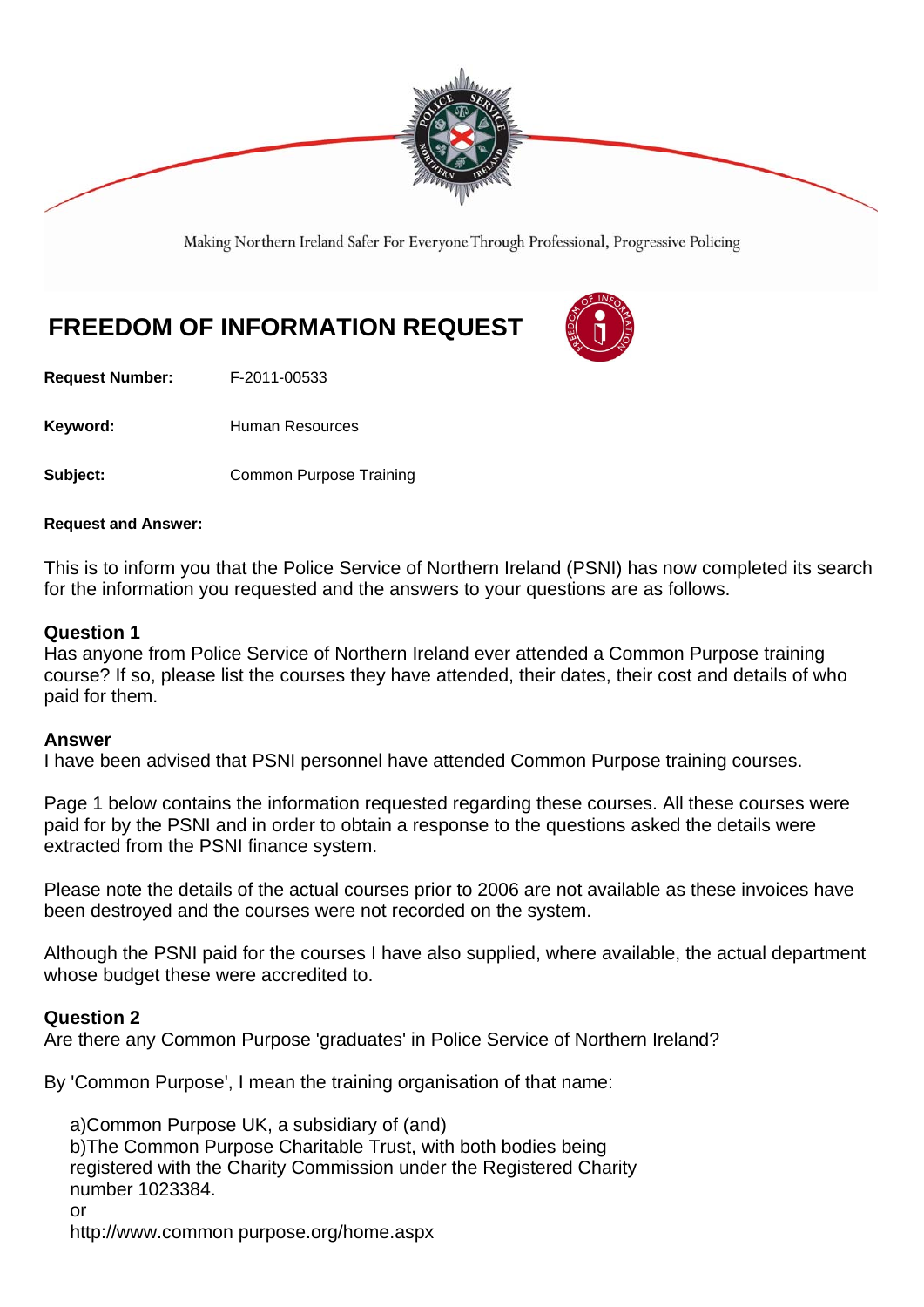Making Northern Ireland Safer For Everyone Through Professional, Progressive Policing

# FREEDOM OF INFORMATION REQUEST

**Request Number:** F-2011-00533

**Keyword:** Human Resources

**Subject:** Common Purpose Training

**Request and Answer:**

This is to inform you that the Police Service of Northern Ireland (PSNI) has now completed its search for the information you requested and the answers to your questions are as follows.

### Question 1

Has anyone from Police Service of Northern Ireland ever attended a Common Purpose training course? If so, please list the courses they have attended, their dates, their cost and details of who paid for them.

### Answer

I have been advised that PSNI personnel have attended Common Purpose training courses.

Page 1 below contains the information requested regarding these courses. All these courses were paid for by the PSNI and in order to obtain a response to the questions asked the details were extracted from the PSNI finance system.

Please note the details of the actual courses prior to 2006 are not available as these invoices have been destroyed and the courses were not recorded on the system.

Although the PSNI paid for the courses I have also supplied, where available, the actual department whose budget these were accredited to.

### Question 2

Are there any Common Purpose 'graduates' in Police Service of Northern Ireland?

By 'Common Purpose', I mean the training organisation of that name:

a)Common Purpose UK, a subsidiary of (and)
b)The Common Purpose Charitable Trust, with both bodies being registered with the Charity Commission under the Registered Charity number 1023384.
or
http://www.common purpose.org/home.aspx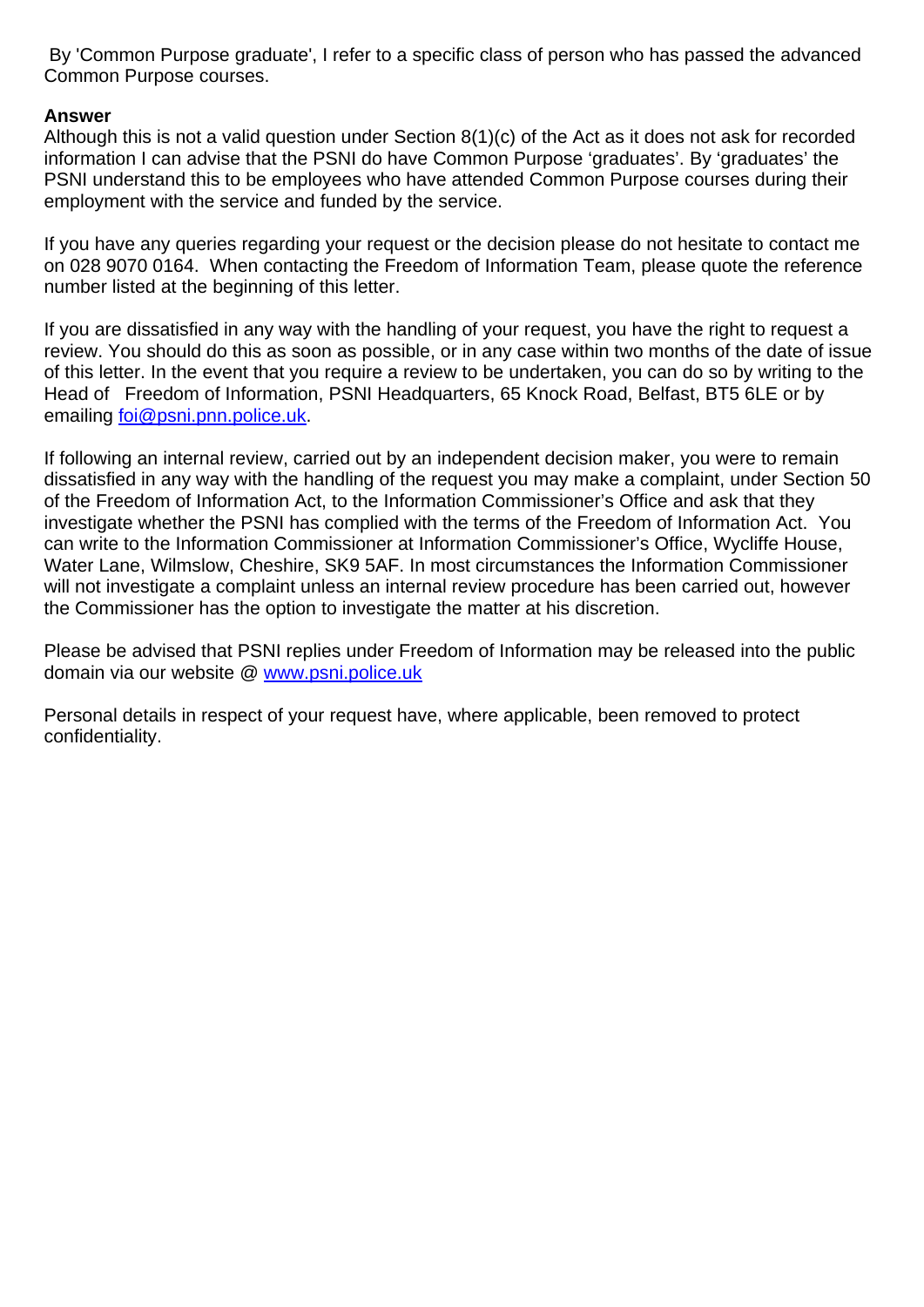By 'Common Purpose graduate', I refer to a specific class of person who has passed the advanced Common Purpose courses.

**Answer**

Although this is not a valid question under Section 8(1)(c) of the Act as it does not ask for recorded information I can advise that the PSNI do have Common Purpose 'graduates'. By 'graduates' the PSNI understand this to be employees who have attended Common Purpose courses during their employment with the service and funded by the service.

If you have any queries regarding your request or the decision please do not hesitate to contact me on 028 9070 0164. When contacting the Freedom of Information Team, please quote the reference number listed at the beginning of this letter.

If you are dissatisfied in any way with the handling of your request, you have the right to request a review. You should do this as soon as possible, or in any case within two months of the date of issue of this letter. In the event that you require a review to be undertaken, you can do so by writing to the Head of Freedom of Information, PSNI Headquarters, 65 Knock Road, Belfast, BT5 6LE or by emailing [foi@psni.pnn.police.uk](mailto:foi@psni.pnn.police.uk).

If following an internal review, carried out by an independent decision maker, you were to remain dissatisfied in any way with the handling of the request you may make a complaint, under Section 50 of the Freedom of Information Act, to the Information Commissioner's Office and ask that they investigate whether the PSNI has complied with the terms of the Freedom of Information Act. You can write to the Information Commissioner at Information Commissioner's Office, Wycliffe House, Water Lane, Wilmslow, Cheshire, SK9 5AF. In most circumstances the Information Commissioner will not investigate a complaint unless an internal review procedure has been carried out, however the Commissioner has the option to investigate the matter at his discretion.

Please be advised that PSNI replies under Freedom of Information may be released into the public domain via our website @ [www.psni.police.uk](http://www.psni.police.uk)

Personal details in respect of your request have, where applicable, been removed to protect confidentiality.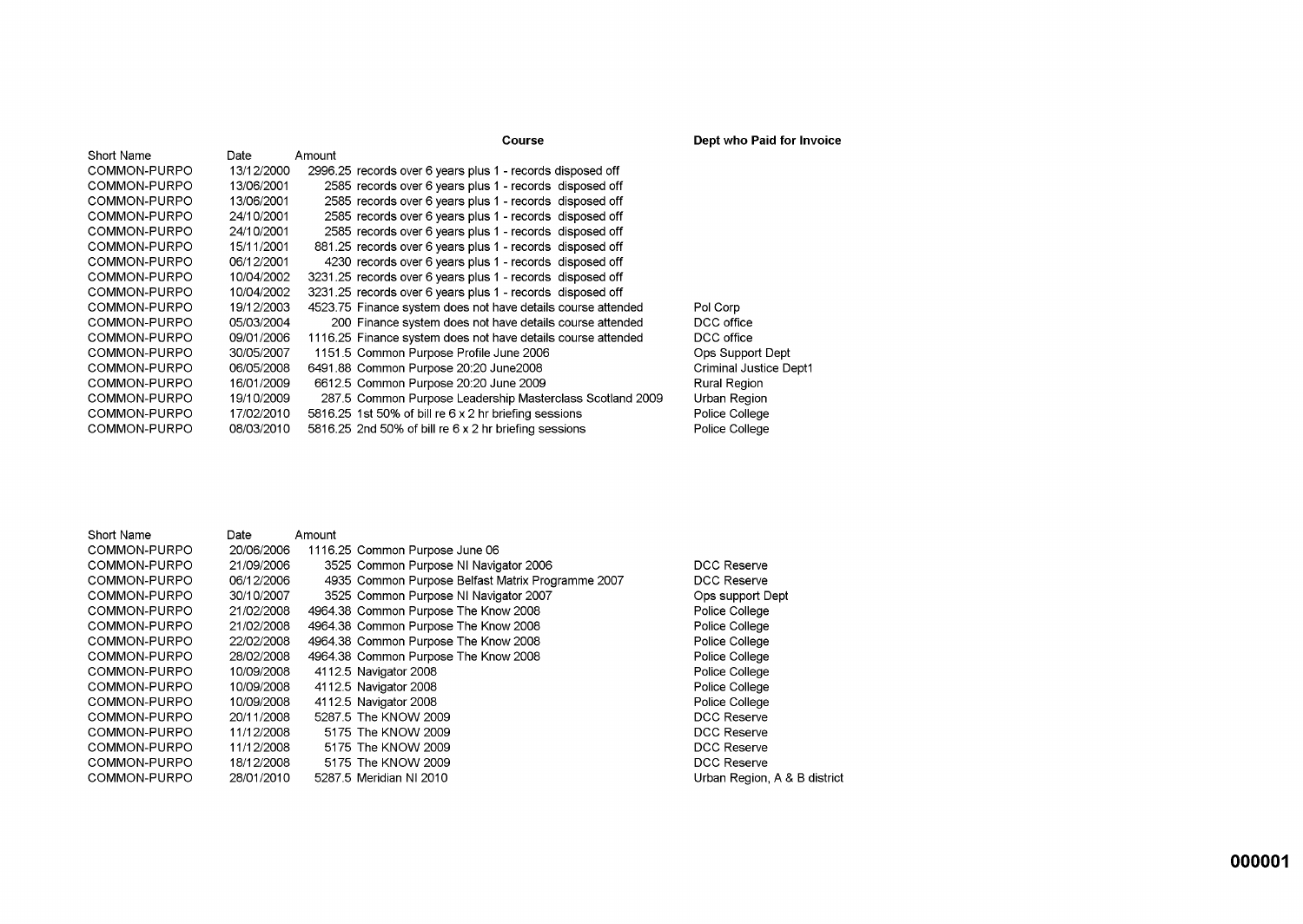| Short Name | Date | Amount | Course | Dept who Paid for Invoice |
|---|---|---|---|---|
| COMMON-PURPO | 13/12/2000 | 2996.25 | records over 6 years plus 1 - records disposed off | |
| COMMON-PURPO | 13/06/2001 | 2585 | records over 6 years plus 1 - records disposed off | |
| COMMON-PURPO | 13/06/2001 | 2585 | records over 6 years plus 1 - records disposed off | |
| COMMON-PURPO | 24/10/2001 | 2585 | records over 6 years plus 1 - records disposed off | |
| COMMON-PURPO | 24/10/2001 | 2585 | records over 6 years plus 1 - records disposed off | |
| COMMON-PURPO | 15/11/2001 | 881.25 | records over 6 years plus 1 - records disposed off | |
| COMMON-PURPO | 06/12/2001 | 4230 | records over 6 years plus 1 - records disposed off | |
| COMMON-PURPO | 10/04/2002 | 3231.25 | records over 6 years plus 1 - records disposed off | |
| COMMON-PURPO | 10/04/2002 | 3231.25 | records over 6 years plus 1 - records disposed off | |
| COMMON-PURPO | 19/12/2003 | 4523.75 | Finance system does not have details course attended | Pol Corp |
| COMMON-PURPO | 05/03/2004 | 200 | Finance system does not have details course attended | DCC office |
| COMMON-PURPO | 09/01/2006 | 1116.25 | Finance system does not have details course attended | DCC office |
| COMMON-PURPO | 30/05/2007 | 1151.5 | Common Purpose Profile June 2006 | Ops Support Dept |
| COMMON-PURPO | 06/05/2008 | 6491.88 | Common Purpose 20:20 June2008 | Criminal Justice Dept1 |
| COMMON-PURPO | 16/01/2009 | 6612.5 | Common Purpose 20:20 June 2009 | Rural Region |
| COMMON-PURPO | 19/10/2009 | 287.5 | Common Purpose Leadership Masterclass Scotland 2009 | Urban Region |
| COMMON-PURPO | 17/02/2010 | 5816.25 | 1st 50% of bill re 6 x 2 hr briefing sessions | Police College |
| COMMON-PURPO | 08/03/2010 | 5816.25 | 2nd 50% of bill re 6 x 2 hr briefing sessions | Police College |

| Short Name | Date | Amount | | |
|---|---|---|---|---|
| COMMON-PURPO | 20/06/2006 | 1116.25 | Common Purpose June 06 | |
| COMMON-PURPO | 21/09/2006 | 3525 | Common Purpose NI Navigator 2006 | DCC Reserve |
| COMMON-PURPO | 06/12/2006 | 4935 | Common Purpose Belfast Matrix Programme 2007 | DCC Reserve |
| COMMON-PURPO | 30/10/2007 | 3525 | Common Purpose NI Navigator 2007 | Ops support Dept |
| COMMON-PURPO | 21/02/2008 | 4964.38 | Common Purpose The Know 2008 | Police College |
| COMMON-PURPO | 21/02/2008 | 4964.38 | Common Purpose The Know 2008 | Police College |
| COMMON-PURPO | 22/02/2008 | 4964.38 | Common Purpose The Know 2008 | Police College |
| COMMON-PURPO | 28/02/2008 | 4964.38 | Common Purpose The Know 2008 | Police College |
| COMMON-PURPO | 10/09/2008 | 4112.5 | Navigator 2008 | Police College |
| COMMON-PURPO | 10/09/2008 | 4112.5 | Navigator 2008 | Police College |
| COMMON-PURPO | 10/09/2008 | 4112.5 | Navigator 2008 | Police College |
| COMMON-PURPO | 20/11/2008 | 5287.5 | The KNOW 2009 | DCC Reserve |
| COMMON-PURPO | 11/12/2008 | 5175 | The KNOW 2009 | DCC Reserve |
| COMMON-PURPO | 11/12/2008 | 5175 | The KNOW 2009 | DCC Reserve |
| COMMON-PURPO | 18/12/2008 | 5175 | The KNOW 2009 | DCC Reserve |
| COMMON-PURPO | 28/01/2010 | 5287.5 | Meridian NI 2010 | Urban Region, A & B district |

000001